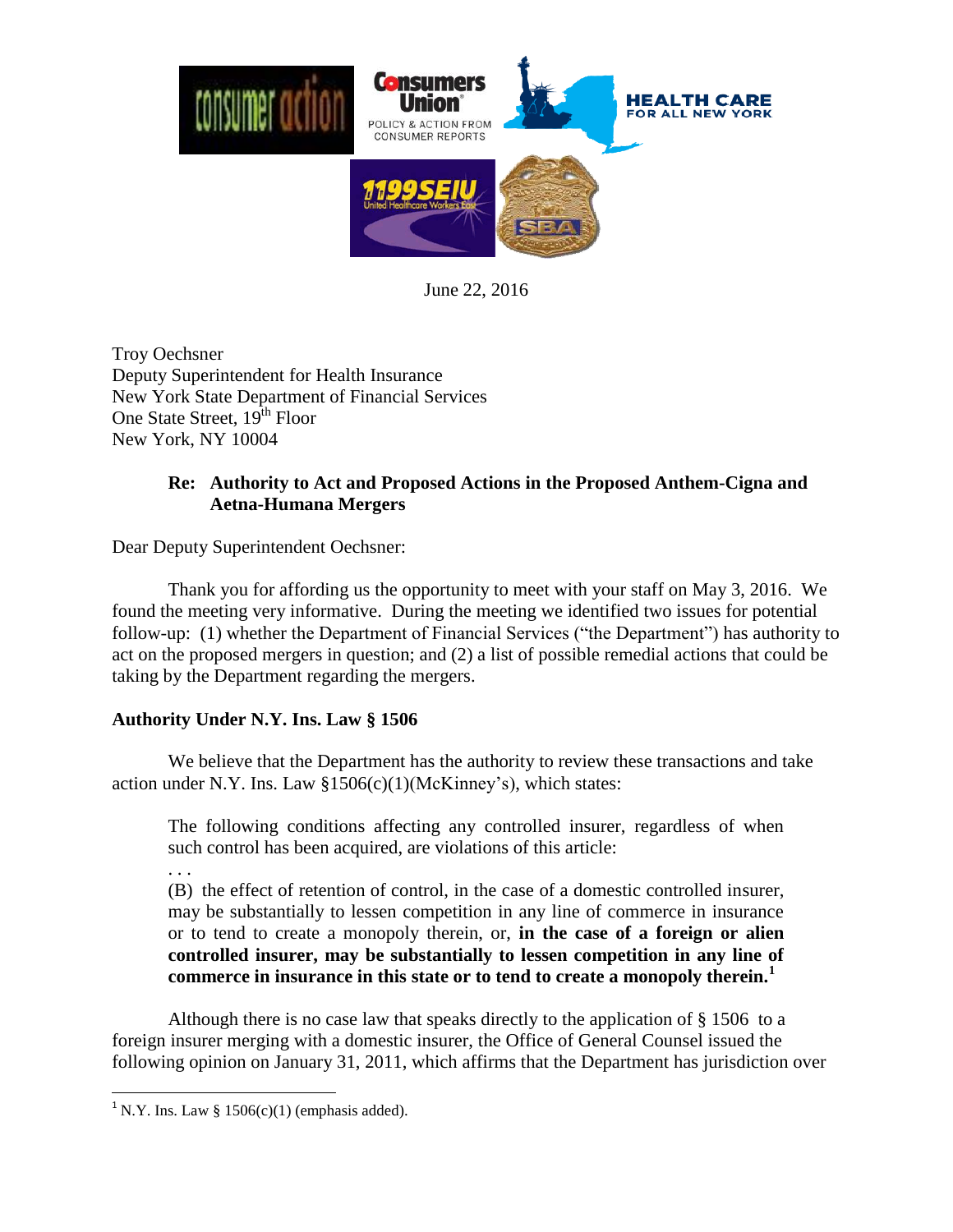June 22, 2016

Troy Oechsner
Deputy Superintendent for Health Insurance
New York State Department of Financial Services
One State Street, 19th Floor
New York, NY 10004

**Re: Authority to Act and Proposed Actions in the Proposed Anthem-Cigna and Aetna-Humana Mergers**

Dear Deputy Superintendent Oechsner:

Thank you for affording us the opportunity to meet with your staff on May 3, 2016. We found the meeting very informative. During the meeting we identified two issues for potential follow-up: (1) whether the Department of Financial Services ("the Department") has authority to act on the proposed mergers in question; and (2) a list of possible remedial actions that could be taking by the Department regarding the mergers.

**Authority Under N.Y. Ins. Law § 1506**

We believe that the Department has the authority to review these transactions and take action under N.Y. Ins. Law §1506(c)(1)(McKinney's), which states:

> The following conditions affecting any controlled insurer, regardless of when such control has been acquired, are violations of this article:
>
> . . .
>
> (B) the effect of retention of control, in the case of a domestic controlled insurer, may be substantially to lessen competition in any line of commerce in insurance or to tend to create a monopoly therein, or, **in the case of a foreign or alien controlled insurer, may be substantially to lessen competition in any line of commerce in insurance in this state or to tend to create a monopoly therein.**[1]

Although there is no case law that speaks directly to the application of § 1506 to a foreign insurer merging with a domestic insurer, the Office of General Counsel issued the following opinion on January 31, 2011, which affirms that the Department has jurisdiction over

[1] N.Y. Ins. Law § 1506(c)(1) (emphasis added).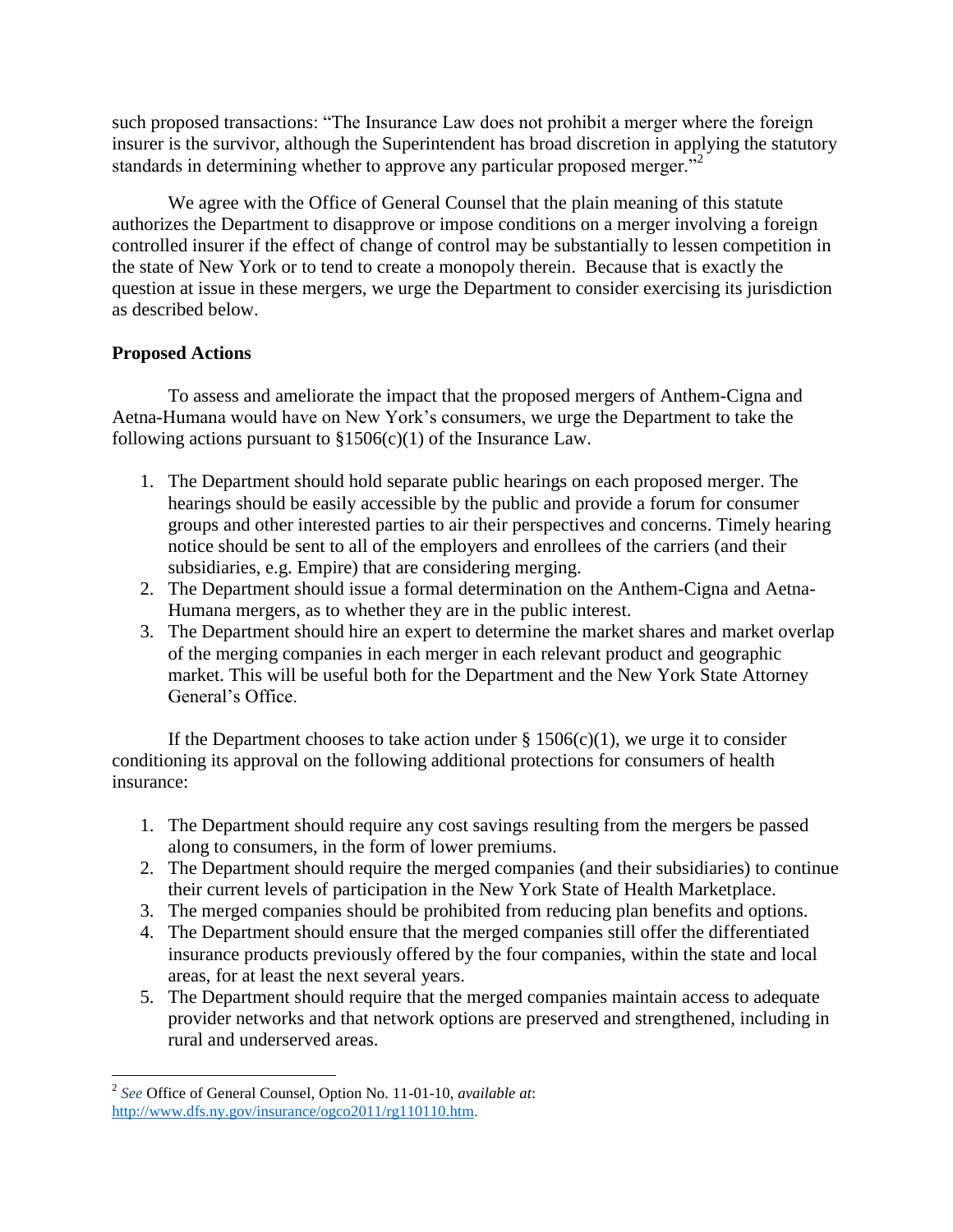such proposed transactions: "The Insurance Law does not prohibit a merger where the foreign insurer is the survivor, although the Superintendent has broad discretion in applying the statutory standards in determining whether to approve any particular proposed merger."[2]

We agree with the Office of General Counsel that the plain meaning of this statute authorizes the Department to disapprove or impose conditions on a merger involving a foreign controlled insurer if the effect of change of control may be substantially to lessen competition in the state of New York or to tend to create a monopoly therein. Because that is exactly the question at issue in these mergers, we urge the Department to consider exercising its jurisdiction as described below.

**Proposed Actions**

To assess and ameliorate the impact that the proposed mergers of Anthem-Cigna and Aetna-Humana would have on New York's consumers, we urge the Department to take the following actions pursuant to §1506(c)(1) of the Insurance Law.

1. The Department should hold separate public hearings on each proposed merger. The hearings should be easily accessible by the public and provide a forum for consumer groups and other interested parties to air their perspectives and concerns. Timely hearing notice should be sent to all of the employers and enrollees of the carriers (and their subsidiaries, e.g. Empire) that are considering merging.
2. The Department should issue a formal determination on the Anthem-Cigna and Aetna-Humana mergers, as to whether they are in the public interest.
3. The Department should hire an expert to determine the market shares and market overlap of the merging companies in each merger in each relevant product and geographic market. This will be useful both for the Department and the New York State Attorney General's Office.

If the Department chooses to take action under § 1506(c)(1), we urge it to consider conditioning its approval on the following additional protections for consumers of health insurance:

1. The Department should require any cost savings resulting from the mergers be passed along to consumers, in the form of lower premiums.
2. The Department should require the merged companies (and their subsidiaries) to continue their current levels of participation in the New York State of Health Marketplace.
3. The merged companies should be prohibited from reducing plan benefits and options.
4. The Department should ensure that the merged companies still offer the differentiated insurance products previously offered by the four companies, within the state and local areas, for at least the next several years.
5. The Department should require that the merged companies maintain access to adequate provider networks and that network options are preserved and strengthened, including in rural and underserved areas.

---

[2] *See* Office of General Counsel, Option No. 11-01-10, *available at*: http://www.dfs.ny.gov/insurance/ogco2011/rg110110.htm.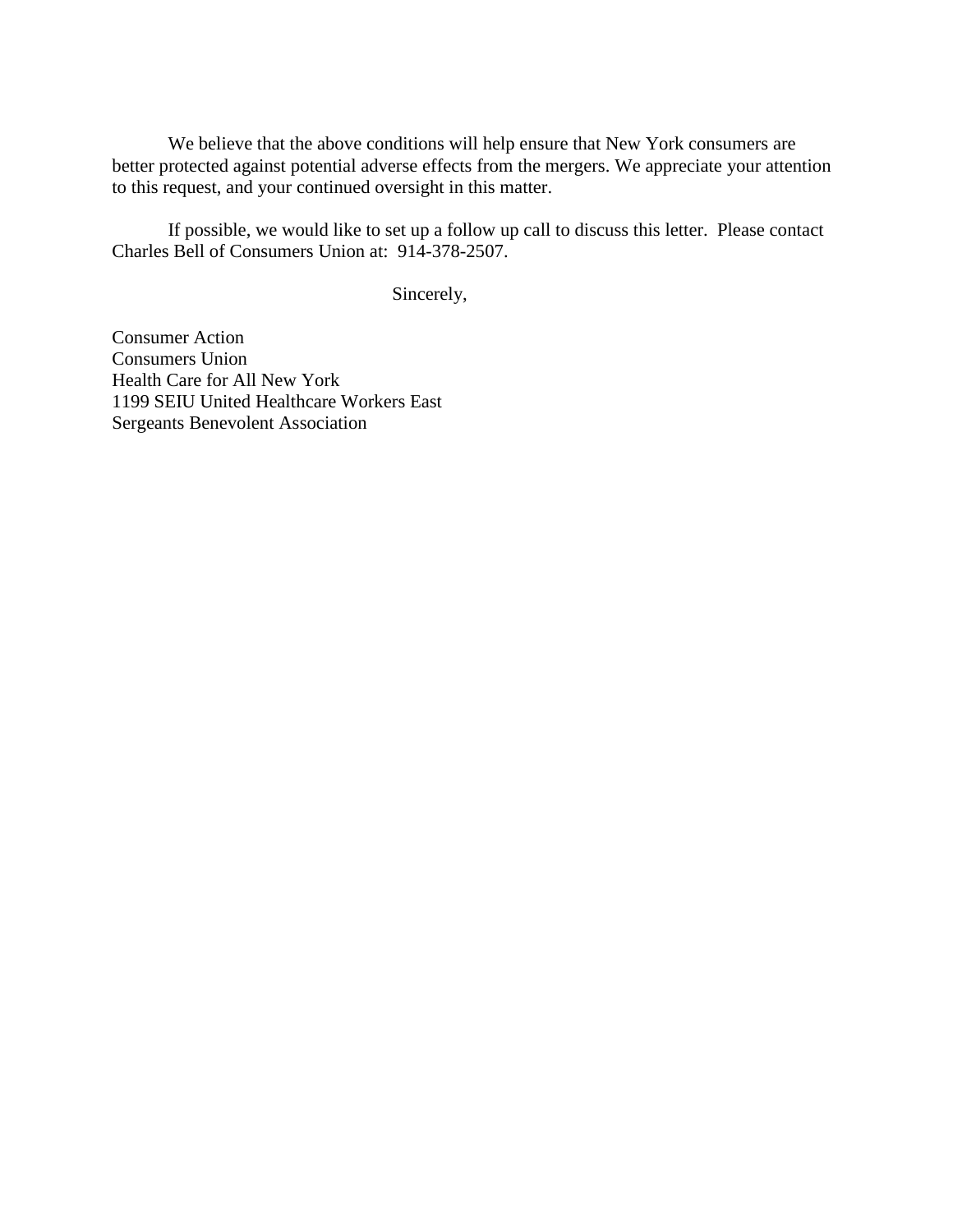We believe that the above conditions will help ensure that New York consumers are better protected against potential adverse effects from the mergers. We appreciate your attention to this request, and your continued oversight in this matter.

If possible, we would like to set up a follow up call to discuss this letter. Please contact Charles Bell of Consumers Union at: 914-378-2507.

Sincerely,

Consumer Action
Consumers Union
Health Care for All New York
1199 SEIU United Healthcare Workers East
Sergeants Benevolent Association